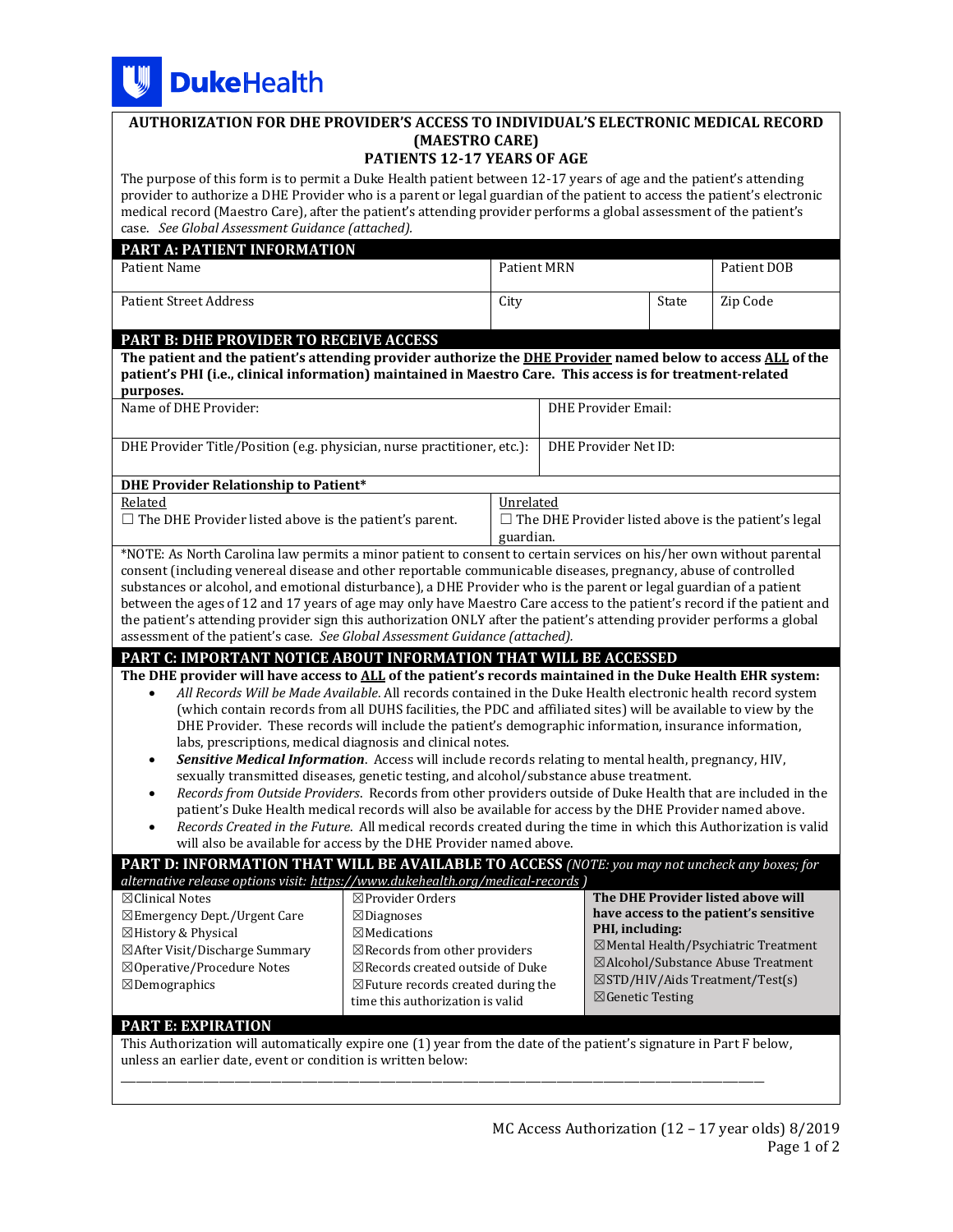DukeHealth

# AUTHORIZATION FOR DHE PROVIDER'S ACCESS TO INDIVIDUAL'S ELECTRONIC MEDICAL RECORD (MAESTRO CARE)
## PATIENTS 12-17 YEARS OF AGE

The purpose of this form is to permit a Duke Health patient between 12-17 years of age and the patient's attending provider to authorize a DHE Provider who is a parent or legal guardian of the patient to access the patient's electronic medical record (Maestro Care), after the patient's attending provider performs a global assessment of the patient's case. *See Global Assessment Guidance (attached).*

## PART A: PATIENT INFORMATION

| Patient Name | Patient MRN | | Patient DOB |
|---|---|---|---|
| Patient Street Address | City | State | Zip Code |

## PART B: DHE PROVIDER TO RECEIVE ACCESS

**The patient and the patient's attending provider authorize the DHE Provider named below to access ALL of the patient's PHI (i.e., clinical information) maintained in Maestro Care. This access is for treatment-related purposes.**

| | |
|---|---|
| Name of DHE Provider: | DHE Provider Email: |
| DHE Provider Title/Position (e.g. physician, nurse practitioner, etc.): | DHE Provider Net ID: |

**DHE Provider Relationship to Patient***

| Related | Unrelated |
|---|---|
| ☐ The DHE Provider listed above is the patient's parent. | ☐ The DHE Provider listed above is the patient's legal guardian. |

*NOTE: As North Carolina law permits a minor patient to consent to certain services on his/her own without parental consent (including venereal disease and other reportable communicable diseases, pregnancy, abuse of controlled substances or alcohol, and emotional disturbance), a DHE Provider who is the parent or legal guardian of a patient between the ages of 12 and 17 years of age may only have Maestro Care access to the patient's record if the patient and the patient's attending provider sign this authorization ONLY after the patient's attending provider performs a global assessment of the patient's case. *See Global Assessment Guidance (attached).*

## PART C: IMPORTANT NOTICE ABOUT INFORMATION THAT WILL BE ACCESSED

**The DHE provider will have access to ALL of the patient's records maintained in the Duke Health EHR system:**

- *All Records Will be Made Available.* All records contained in the Duke Health electronic health record system (which contain records from all DUHS facilities, the PDC and affiliated sites) will be available to view by the DHE Provider. These records will include the patient's demographic information, insurance information, labs, prescriptions, medical diagnosis and clinical notes.
- ***Sensitive Medical Information***. Access will include records relating to mental health, pregnancy, HIV, sexually transmitted diseases, genetic testing, and alcohol/substance abuse treatment.
- *Records from Outside Providers.* Records from other providers outside of Duke Health that are included in the patient's Duke Health medical records will also be available for access by the DHE Provider named above.
- *Records Created in the Future.* All medical records created during the time in which this Authorization is valid will also be available for access by the DHE Provider named above.

## PART D: INFORMATION THAT WILL BE AVAILABLE TO ACCESS *(NOTE: you may not uncheck any boxes; for alternative release options visit: https://www.dukehealth.org/medical-records)*

| | | **The DHE Provider listed above will have access to the patient's sensitive PHI, including:** |
|---|---|---|
| ☒Clinical Notes | ☒Provider Orders | ☒Mental Health/Psychiatric Treatment |
| ☒Emergency Dept./Urgent Care | ☒Diagnoses | ☒Alcohol/Substance Abuse Treatment |
| ☒History & Physical | ☒Medications | ☒STD/HIV/Aids Treatment/Test(s) |
| ☒After Visit/Discharge Summary | ☒Records from other providers | ☒Genetic Testing |
| ☒Operative/Procedure Notes | ☒Records created outside of Duke | |
| ☒Demographics | ☒Future records created during the time this authorization is valid | |

## PART E: EXPIRATION

This Authorization will automatically expire one (1) year from the date of the patient's signature in Part F below, unless an earlier date, event or condition is written below:

\_\_\_\_\_\_\_\_\_\_\_\_\_\_\_\_\_\_\_\_\_\_\_\_\_\_\_\_\_\_\_\_\_\_\_\_\_\_\_\_\_\_\_\_\_\_\_\_\_\_\_\_\_\_\_\_\_\_\_\_\_\_\_\_\_\_\_\_\_\_\_\_\_\_\_\_\_\_

MC Access Authorization (12 – 17 year olds) 8/2019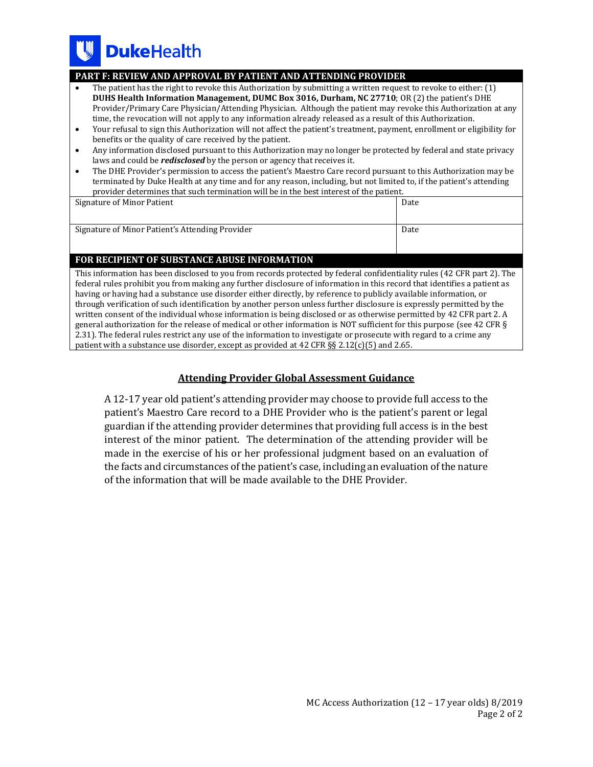DukeHealth

## PART F: REVIEW AND APPROVAL BY PATIENT AND ATTENDING PROVIDER

- The patient has the right to revoke this Authorization by submitting a written request to revoke to either: (1) **DUHS Health Information Management, DUMC Box 3016, Durham, NC 27710**; OR (2) the patient's DHE Provider/Primary Care Physician/Attending Physician. Although the patient may revoke this Authorization at any time, the revocation will not apply to any information already released as a result of this Authorization.
- Your refusal to sign this Authorization will not affect the patient's treatment, payment, enrollment or eligibility for benefits or the quality of care received by the patient.
- Any information disclosed pursuant to this Authorization may no longer be protected by federal and state privacy laws and could be ***redisclosed*** by the person or agency that receives it.
- The DHE Provider's permission to access the patient's Maestro Care record pursuant to this Authorization may be terminated by Duke Health at any time and for any reason, including, but not limited to, if the patient's attending provider determines that such termination will be in the best interest of the patient.

| | |
|---|---|
| Signature of Minor Patient | Date |
| Signature of Minor Patient's Attending Provider | Date |

## FOR RECIPIENT OF SUBSTANCE ABUSE INFORMATION

This information has been disclosed to you from records protected by federal confidentiality rules (42 CFR part 2). The federal rules prohibit you from making any further disclosure of information in this record that identifies a patient as having or having had a substance use disorder either directly, by reference to publicly available information, or through verification of such identification by another person unless further disclosure is expressly permitted by the written consent of the individual whose information is being disclosed or as otherwise permitted by 42 CFR part 2. A general authorization for the release of medical or other information is NOT sufficient for this purpose (see 42 CFR § 2.31). The federal rules restrict any use of the information to investigate or prosecute with regard to a crime any patient with a substance use disorder, except as provided at 42 CFR §§ 2.12(c)(5) and 2.65.

## Attending Provider Global Assessment Guidance

A 12-17 year old patient's attending provider may choose to provide full access to the patient's Maestro Care record to a DHE Provider who is the patient's parent or legal guardian if the attending provider determines that providing full access is in the best interest of the minor patient. The determination of the attending provider will be made in the exercise of his or her professional judgment based on an evaluation of the facts and circumstances of the patient's case, including an evaluation of the nature of the information that will be made available to the DHE Provider.

MC Access Authorization (12 – 17 year olds) 8/2019